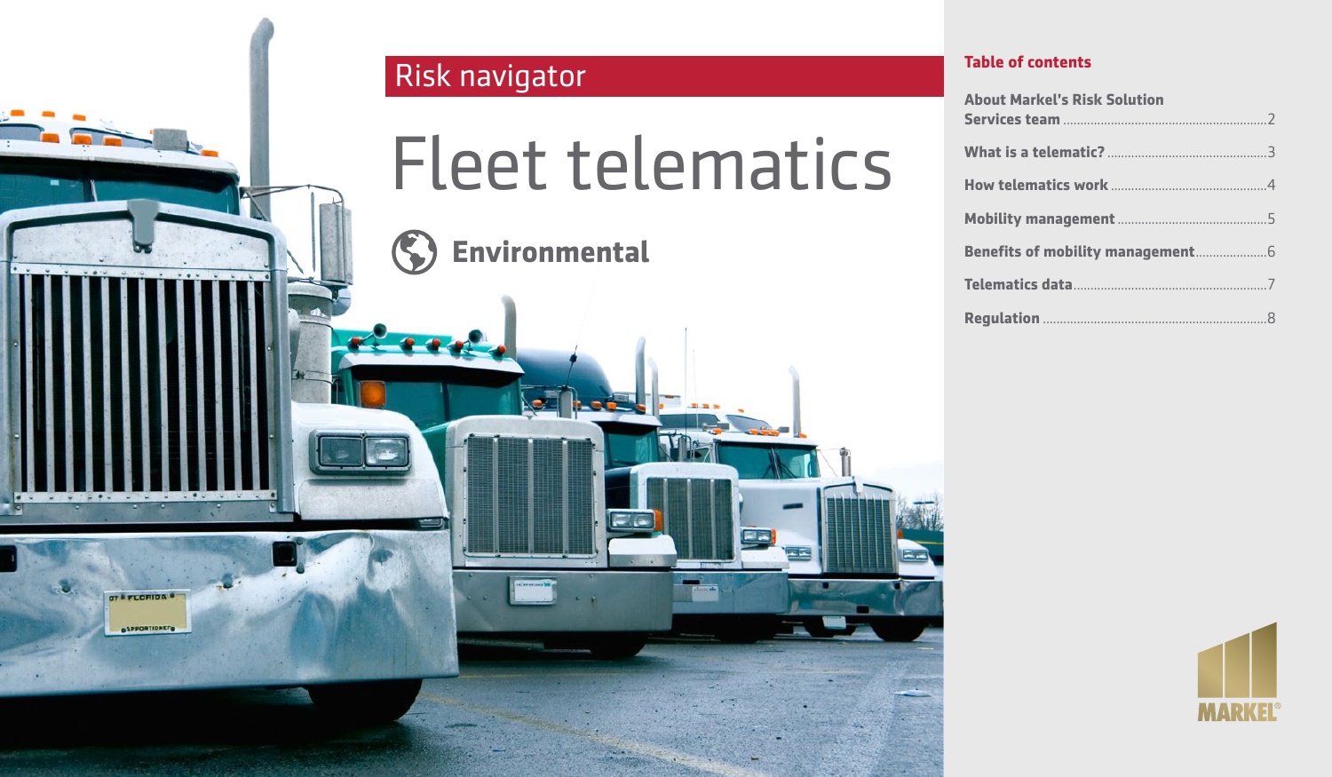Risk navigator

# Fleet telematics

## Environmental

### Table of contents

- About Markel's Risk Solution Services team ........ 2
- What is a telematic? ........ 3
- How telematics work ........ 4
- Mobility management ........ 5
- Benefits of mobility management ........ 6
- Telematics data ........ 7
- Regulation ........ 8

MARKEL®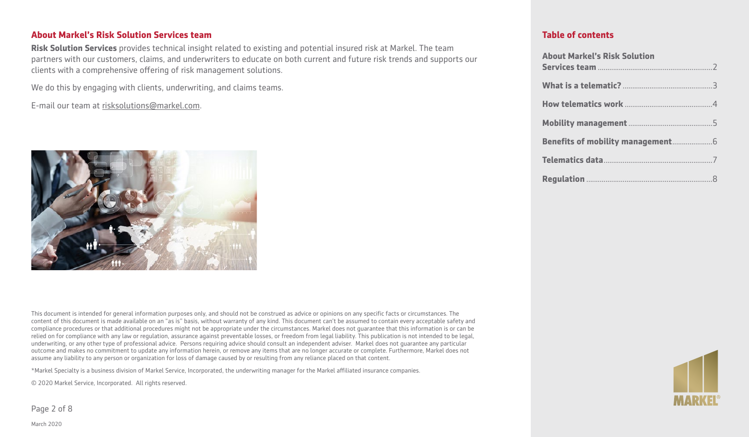## About Markel's Risk Solution Services team

**Risk Solution Services** provides technical insight related to existing and potential insured risk at Markel. The team partners with our customers, claims, and underwriters to educate on both current and future risk trends and supports our clients with a comprehensive offering of risk management solutions.

We do this by engaging with clients, underwriting, and claims teams.

E-mail our team at risksolutions@markel.com.

This document is intended for general information purposes only, and should not be construed as advice or opinions on any specific facts or circumstances. The content of this document is made available on an "as is" basis, without warranty of any kind. This document can't be assumed to contain every acceptable safety and compliance procedures or that additional procedures might not be appropriate under the circumstances. Markel does not guarantee that this information is or can be relied on for compliance with any law or regulation, assurance against preventable losses, or freedom from legal liability. This publication is not intended to be legal, underwriting, or any other type of professional advice. Persons requiring advice should consult an independent adviser. Markel does not guarantee any particular outcome and makes no commitment to update any information herein, or remove any items that are no longer accurate or complete. Furthermore, Markel does not assume any liability to any person or organization for loss of damage caused by or resulting from any reliance placed on that content.

*Markel Specialty is a business division of Markel Service, Incorporated, the underwriting manager for the Markel affiliated insurance companies.

© 2020 Markel Service, Incorporated. All rights reserved.

March 2020

## Table of contents

- **About Markel's Risk Solution Services team** ........ 2
- **What is a telematic?** ........ 3
- **How telematics work** ........ 4
- **Mobility management** ........ 5
- **Benefits of mobility management** ........ 6
- **Telematics data** ........ 7
- **Regulation** ........ 8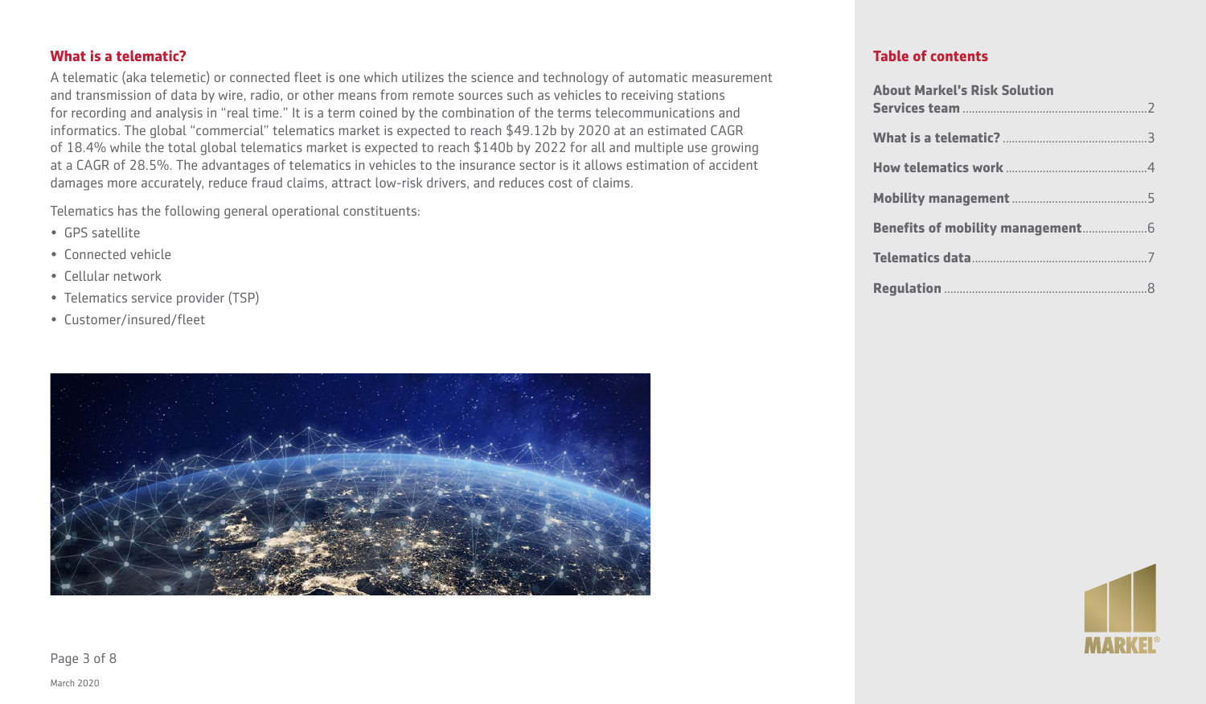## What is a telematic?

A telematic (aka telemetic) or connected fleet is one which utilizes the science and technology of automatic measurement and transmission of data by wire, radio, or other means from remote sources such as vehicles to receiving stations for recording and analysis in "real time." It is a term coined by the combination of the terms telecommunications and informatics. The global "commercial" telematics market is expected to reach $49.12b by 2020 at an estimated CAGR of 18.4% while the total global telematics market is expected to reach $140b by 2022 for all and multiple use growing at a CAGR of 28.5%. The advantages of telematics in vehicles to the insurance sector is it allows estimation of accident damages more accurately, reduce fraud claims, attract low-risk drivers, and reduces cost of claims.

Telematics has the following general operational constituents:

- GPS satellite
- Connected vehicle
- Cellular network
- Telematics service provider (TSP)
- Customer/insured/fleet

## Table of contents

- **About Markel's Risk Solution Services team** ... 2
- **What is a telematic?** ... 3
- **How telematics work** ... 4
- **Mobility management** ... 5
- **Benefits of mobility management** ... 6
- **Telematics data** ... 7
- **Regulation** ... 8

March 2020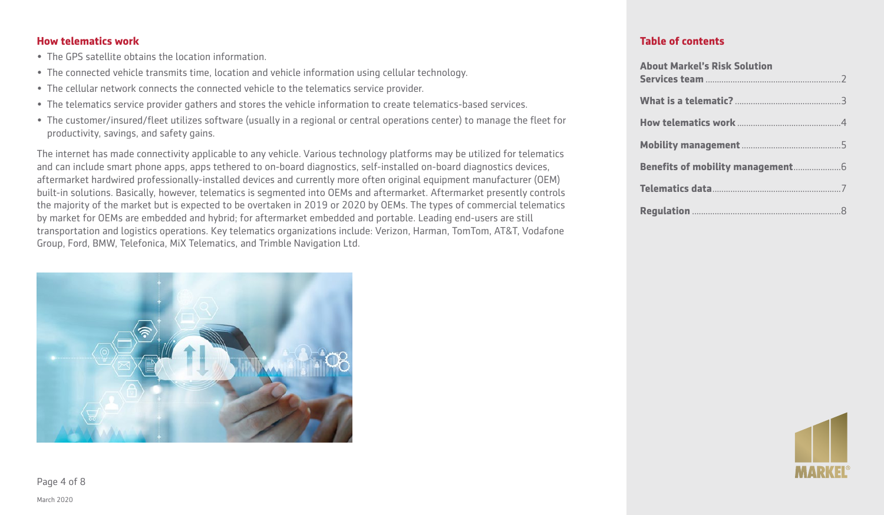## How telematics work

- The GPS satellite obtains the location information.
- The connected vehicle transmits time, location and vehicle information using cellular technology.
- The cellular network connects the connected vehicle to the telematics service provider.
- The telematics service provider gathers and stores the vehicle information to create telematics-based services.
- The customer/insured/fleet utilizes software (usually in a regional or central operations center) to manage the fleet for productivity, savings, and safety gains.

The internet has made connectivity applicable to any vehicle. Various technology platforms may be utilized for telematics and can include smart phone apps, apps tethered to on-board diagnostics, self-installed on-board diagnostics devices, aftermarket hardwired professionally-installed devices and currently more often original equipment manufacturer (OEM) built-in solutions. Basically, however, telematics is segmented into OEMs and aftermarket. Aftermarket presently controls the majority of the market but is expected to be overtaken in 2019 or 2020 by OEMs. The types of commercial telematics by market for OEMs are embedded and hybrid; for aftermarket embedded and portable. Leading end-users are still transportation and logistics operations. Key telematics organizations include: Verizon, Harman, TomTom, AT&T, Vodafone Group, Ford, BMW, Telefonica, MiX Telematics, and Trimble Navigation Ltd.

## Table of contents

| | |
|---|---|
| **About Markel's Risk Solution Services team** | 2 |
| **What is a telematic?** | 3 |
| **How telematics work** | 4 |
| **Mobility management** | 5 |
| **Benefits of mobility management** | 6 |
| **Telematics data** | 7 |
| **Regulation** | 8 |

March 2020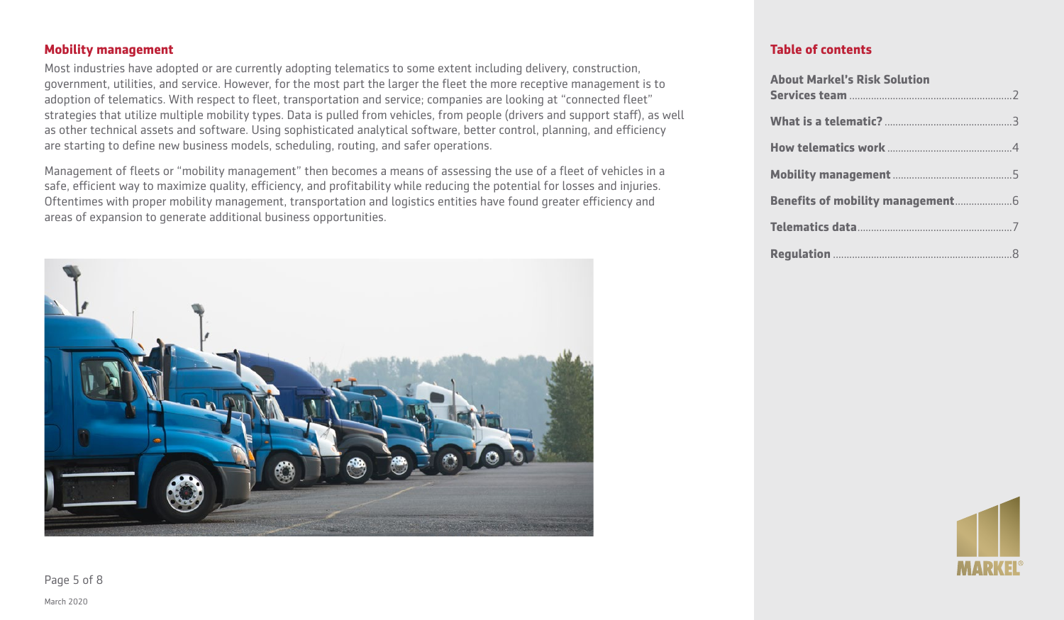## Mobility management

Most industries have adopted or are currently adopting telematics to some extent including delivery, construction, government, utilities, and service. However, for the most part the larger the fleet the more receptive management is to adoption of telematics. With respect to fleet, transportation and service; companies are looking at "connected fleet" strategies that utilize multiple mobility types. Data is pulled from vehicles, from people (drivers and support staff), as well as other technical assets and software. Using sophisticated analytical software, better control, planning, and efficiency are starting to define new business models, scheduling, routing, and safer operations.

Management of fleets or "mobility management" then becomes a means of assessing the use of a fleet of vehicles in a safe, efficient way to maximize quality, efficiency, and profitability while reducing the potential for losses and injuries. Oftentimes with proper mobility management, transportation and logistics entities have found greater efficiency and areas of expansion to generate additional business opportunities.

## Table of contents

- **About Markel's Risk Solution Services team** ........ 2
- **What is a telematic?** ........ 3
- **How telematics work** ........ 4
- **Mobility management** ........ 5
- **Benefits of mobility management** ........ 6
- **Telematics data** ........ 7
- **Regulation** ........ 8

March 2020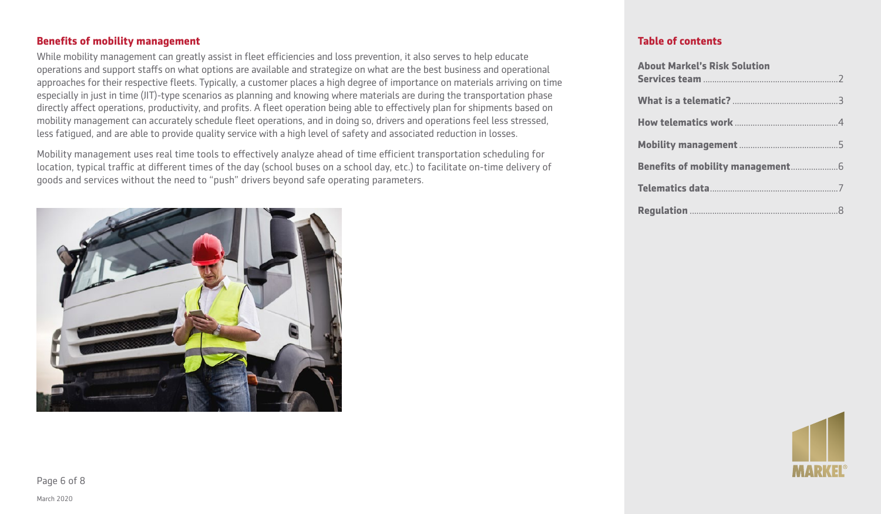## Benefits of mobility management

While mobility management can greatly assist in fleet efficiencies and loss prevention, it also serves to help educate operations and support staffs on what options are available and strategize on what are the best business and operational approaches for their respective fleets. Typically, a customer places a high degree of importance on materials arriving on time especially in just in time (JIT)-type scenarios as planning and knowing where materials are during the transportation phase directly affect operations, productivity, and profits. A fleet operation being able to effectively plan for shipments based on mobility management can accurately schedule fleet operations, and in doing so, drivers and operations feel less stressed, less fatigued, and are able to provide quality service with a high level of safety and associated reduction in losses.

Mobility management uses real time tools to effectively analyze ahead of time efficient transportation scheduling for location, typical traffic at different times of the day (school buses on a school day, etc.) to facilitate on-time delivery of goods and services without the need to "push" drivers beyond safe operating parameters.

## Table of contents

- **About Markel's Risk Solution Services team** .......... 2
- **What is a telematic?** .......... 3
- **How telematics work** .......... 4
- **Mobility management** .......... 5
- **Benefits of mobility management** .......... 6
- **Telematics data** .......... 7
- **Regulation** .......... 8

March 2020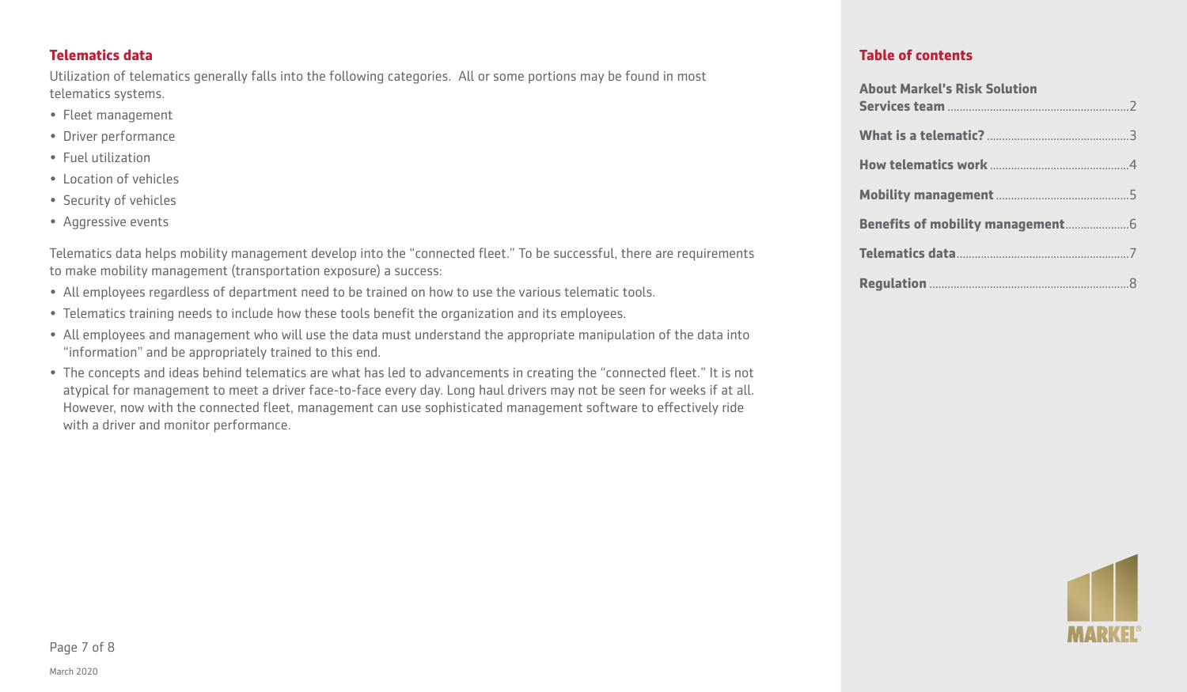## Telematics data

Utilization of telematics generally falls into the following categories. All or some portions may be found in most telematics systems.

- Fleet management
- Driver performance
- Fuel utilization
- Location of vehicles
- Security of vehicles
- Aggressive events

Telematics data helps mobility management develop into the "connected fleet." To be successful, there are requirements to make mobility management (transportation exposure) a success:

- All employees regardless of department need to be trained on how to use the various telematic tools.
- Telematics training needs to include how these tools benefit the organization and its employees.
- All employees and management who will use the data must understand the appropriate manipulation of the data into "information" and be appropriately trained to this end.
- The concepts and ideas behind telematics are what has led to advancements in creating the "connected fleet." It is not atypical for management to meet a driver face-to-face every day. Long haul drivers may not be seen for weeks if at all. However, now with the connected fleet, management can use sophisticated management software to effectively ride with a driver and monitor performance.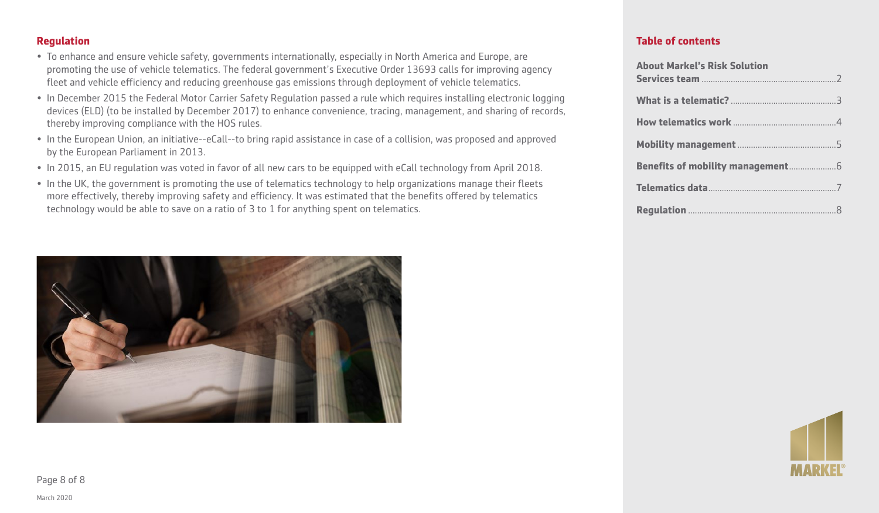## Regulation

- To enhance and ensure vehicle safety, governments internationally, especially in North America and Europe, are promoting the use of vehicle telematics. The federal government's Executive Order 13693 calls for improving agency fleet and vehicle efficiency and reducing greenhouse gas emissions through deployment of vehicle telematics.
- In December 2015 the Federal Motor Carrier Safety Regulation passed a rule which requires installing electronic logging devices (ELD) (to be installed by December 2017) to enhance convenience, tracing, management, and sharing of records, thereby improving compliance with the HOS rules.
- In the European Union, an initiative--eCall--to bring rapid assistance in case of a collision, was proposed and approved by the European Parliament in 2013.
- In 2015, an EU regulation was voted in favor of all new cars to be equipped with eCall technology from April 2018.
- In the UK, the government is promoting the use of telematics technology to help organizations manage their fleets more effectively, thereby improving safety and efficiency. It was estimated that the benefits offered by telematics technology would be able to save on a ratio of 3 to 1 for anything spent on telematics.

March 2020

## Table of contents

- **About Markel's Risk Solution Services team** ........ 2
- **What is a telematic?** ........ 3
- **How telematics work** ........ 4
- **Mobility management** ........ 5
- **Benefits of mobility management** ........ 6
- **Telematics data** ........ 7
- **Regulation** ........ 8

MARKEL®